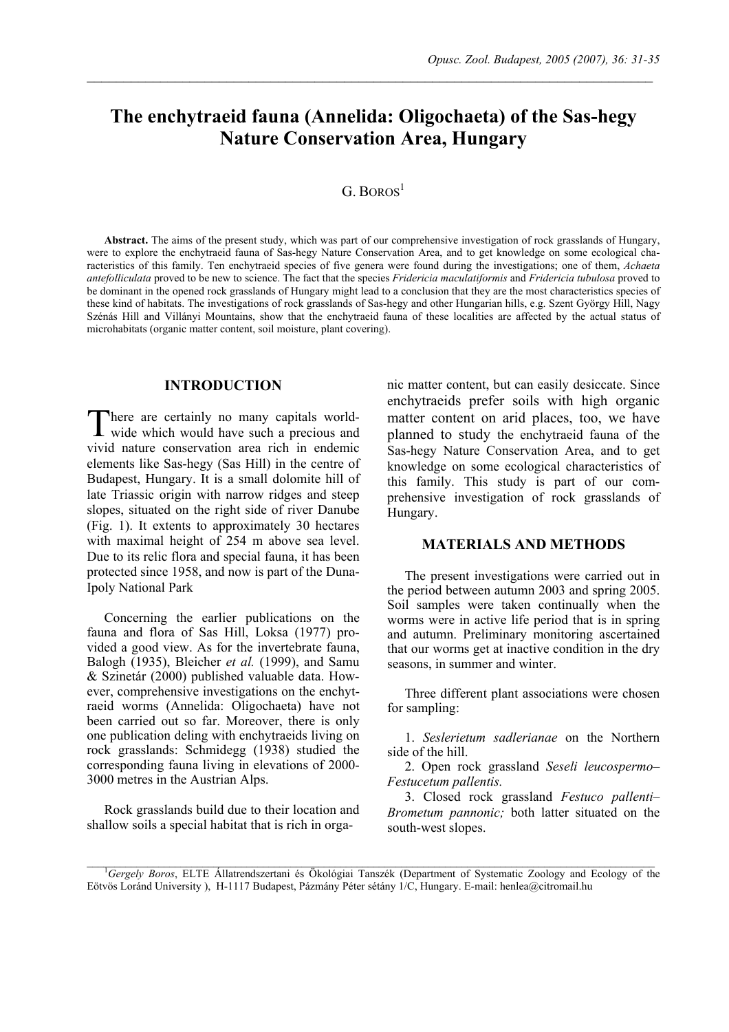# The enchytraeid fauna (Annelida: Oligochaeta) of the Sas-hegy Nature Conservation Area, Hungary

G. Boros[1]

**Abstract.** The aims of the present study, which was part of our comprehensive investigation of rock grasslands of Hungary, were to explore the enchytraeid fauna of Sas-hegy Nature Conservation Area, and to get knowledge on some ecological characteristics of this family. Ten enchytraeid species of five genera were found during the investigations; one of them, *Achaeta antefolliculata* proved to be new to science. The fact that the species *Fridericia maculatiformis* and *Fridericia tubulosa* proved to be dominant in the opened rock grasslands of Hungary might lead to a conclusion that they are the most characteristics species of these kind of habitats. The investigations of rock grasslands of Sas-hegy and other Hungarian hills, e.g. Szent György Hill, Nagy Szénás Hill and Villányi Mountains, show that the enchytraeid fauna of these localities are affected by the actual status of microhabitats (organic matter content, soil moisture, plant covering).

## INTRODUCTION

There are certainly no many capitals worldwide which would have such a precious and vivid nature conservation area rich in endemic elements like Sas-hegy (Sas Hill) in the centre of Budapest, Hungary. It is a small dolomite hill of late Triassic origin with narrow ridges and steep slopes, situated on the right side of river Danube (Fig. 1). It extents to approximately 30 hectares with maximal height of 254 m above sea level. Due to its relic flora and special fauna, it has been protected since 1958, and now is part of the Duna-Ipoly National Park

Concerning the earlier publications on the fauna and flora of Sas Hill, Loksa (1977) provided a good view. As for the invertebrate fauna, Balogh (1935), Bleicher *et al.* (1999), and Samu & Szinetár (2000) published valuable data. However, comprehensive investigations on the enchytraeid worms (Annelida: Oligochaeta) have not been carried out so far. Moreover, there is only one publication deling with enchytraeids living on rock grasslands: Schmidegg (1938) studied the corresponding fauna living in elevations of 2000-3000 metres in the Austrian Alps.

Rock grasslands build due to their location and shallow soils a special habitat that is rich in organic matter content, but can easily desiccate. Since enchytraeids prefer soils with high organic matter content on arid places, too, we have planned to study the enchytraeid fauna of the Sas-hegy Nature Conservation Area, and to get knowledge on some ecological characteristics of this family. This study is part of our comprehensive investigation of rock grasslands of Hungary.

## MATERIALS AND METHODS

The present investigations were carried out in the period between autumn 2003 and spring 2005. Soil samples were taken continually when the worms were in active life period that is in spring and autumn. Preliminary monitoring ascertained that our worms get at inactive condition in the dry seasons, in summer and winter.

Three different plant associations were chosen for sampling:

1. *Seslerietum sadlerianae* on the Northern side of the hill.
2. Open rock grassland *Seseli leucospermo–Festucetum pallentis.*
3. Closed rock grassland *Festuco pallenti–Brometum pannonic;* both latter situated on the south-west slopes.

---

[1]*Gergely Boros*, ELTE Állatrendszertani és Ökológiai Tanszék (Department of Systematic Zoology and Ecology of the Eötvös Loránd University ), H-1117 Budapest, Pázmány Péter sétány 1/C, Hungary. E-mail: henlea@citromail.hu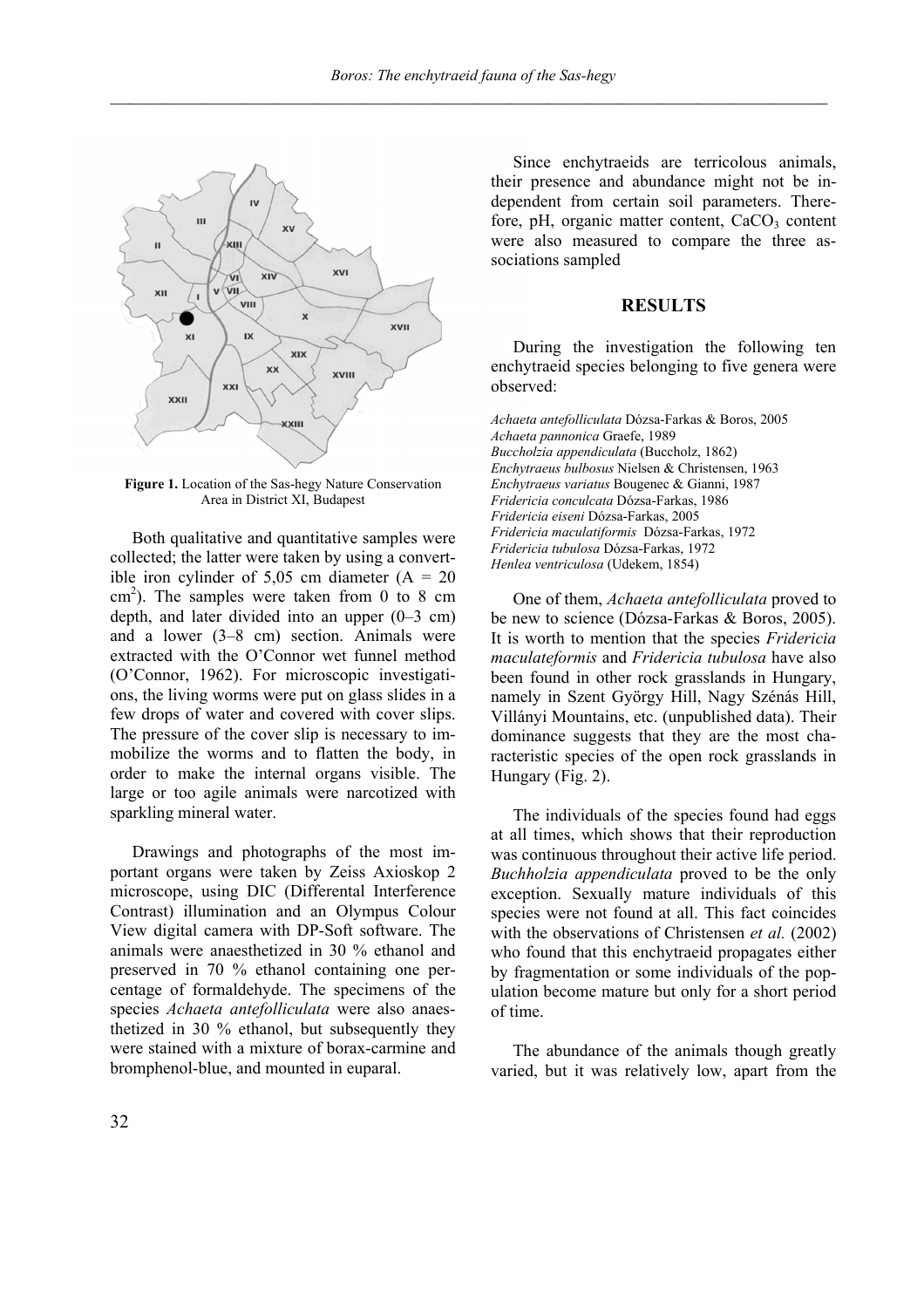Figure 1. Location of the Sas-hegy Nature Conservation Area in District XI, Budapest

Both qualitative and quantitative samples were collected; the latter were taken by using a convertible iron cylinder of 5,05 cm diameter (A = 20 $cm^2$). The samples were taken from 0 to 8 cm depth, and later divided into an upper (0–3 cm) and a lower (3–8 cm) section. Animals were extracted with the O'Connor wet funnel method (O'Connor, 1962). For microscopic investigations, the living worms were put on glass slides in a few drops of water and covered with cover slips. The pressure of the cover slip is necessary to immobilize the worms and to flatten the body, in order to make the internal organs visible. The large or too agile animals were narcotized with sparkling mineral water.

Drawings and photographs of the most important organs were taken by Zeiss Axioskop 2 microscope, using DIC (Differental Interference Contrast) illumination and an Olympus Colour View digital camera with DP-Soft software. The animals were anaesthetized in 30 % ethanol and preserved in 70 % ethanol containing one percentage of formaldehyde. The specimens of the species *Achaeta antefolliculata* were also anaesthetized in 30 % ethanol, but subsequently they were stained with a mixture of borax-carmine and bromphenol-blue, and mounted in euparal.

Since enchytraeids are terricolous animals, their presence and abundance might not be independent from certain soil parameters. Therefore, pH, organic matter content, $CaCO_3$ content were also measured to compare the three associations sampled

## RESULTS

During the investigation the following ten enchytraeid species belonging to five genera were observed:

*Achaeta antefolliculata* Dózsa-Farkas & Boros, 2005
*Achaeta pannonica* Graefe, 1989
*Buccholzia appendiculata* (Buccholz, 1862)
*Enchytraeus bulbosus* Nielsen & Christensen, 1963
*Enchytraeus variatus* Bougenec & Gianni, 1987
*Fridericia conculcata* Dózsa-Farkas, 1986
*Fridericia eiseni* Dózsa-Farkas, 2005
*Fridericia maculatiformis* Dózsa-Farkas, 1972
*Fridericia tubulosa* Dózsa-Farkas, 1972
*Henlea ventriculosa* (Udekem, 1854)

One of them, *Achaeta antefolliculata* proved to be new to science (Dózsa-Farkas & Boros, 2005). It is worth to mention that the species *Fridericia maculateformis* and *Fridericia tubulosa* have also been found in other rock grasslands in Hungary, namely in Szent György Hill, Nagy Szénás Hill, Villányi Mountains, etc. (unpublished data). Their dominance suggests that they are the most characteristic species of the open rock grasslands in Hungary (Fig. 2).

The individuals of the species found had eggs at all times, which shows that their reproduction was continuous throughout their active life period. *Buchholzia appendiculata* proved to be the only exception. Sexually mature individuals of this species were not found at all. This fact coincides with the observations of Christensen *et al.* (2002) who found that this enchytraeid propagates either by fragmentation or some individuals of the population become mature but only for a short period of time.

The abundance of the animals though greatly varied, but it was relatively low, apart from the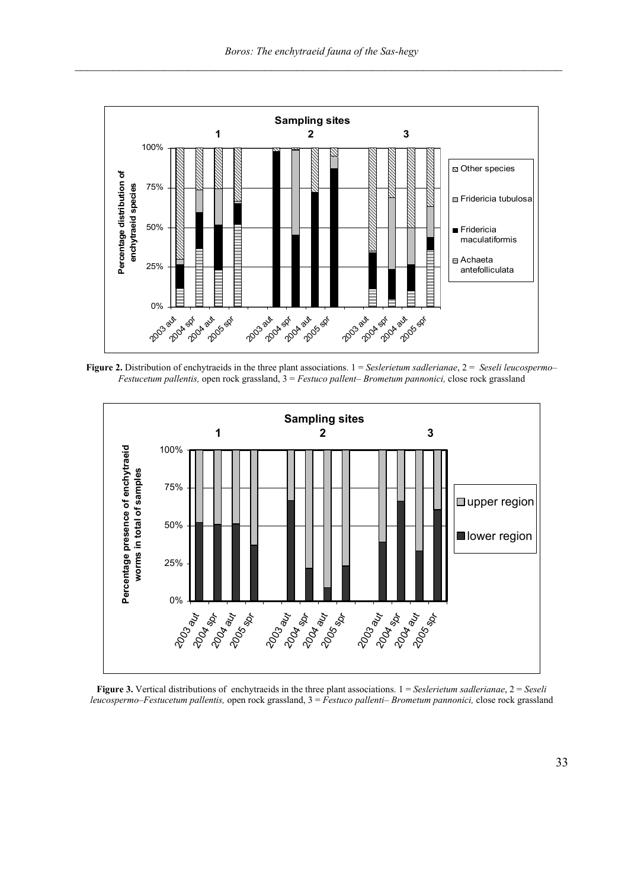**Figure 2.** Distribution of enchytraeids in the three plant associations. 1 = *Seslerietum sadlerianae*, 2 = *Seseli leucospermo–Festucetum pallentis,* open rock grassland, 3 = *Festuco pallent– Brometum pannonici,* close rock grassland

**Figure 3.** Vertical distributions of enchytraeids in the three plant associations. 1 = *Seslerietum sadlerianae*, 2 = *Seseli leucospermo–Festucetum pallentis,* open rock grassland, 3 = *Festuco pallenti– Brometum pannonici,* close rock grassland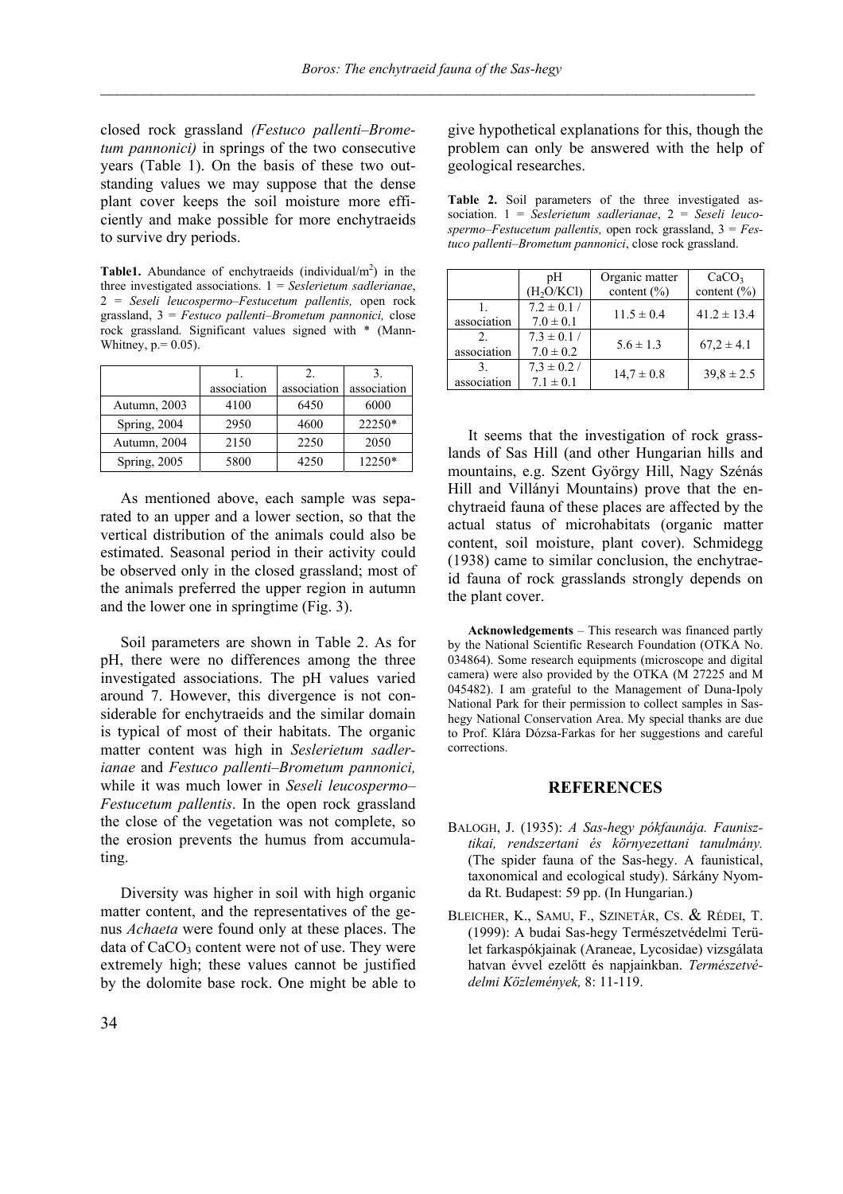closed rock grassland *(Festuco pallenti–Brometum pannonici)* in springs of the two consecutive years (Table 1). On the basis of these two outstanding values we may suppose that the dense plant cover keeps the soil moisture more efficiently and make possible for more enchytraeids to survive dry periods.

**Table1.** Abundance of enchytraeids (individual/m$^2$) in the three investigated associations. 1 = *Seslerietum sadlerianae*, 2 = *Seseli leucospermo–Festucetum pallentis,* open rock grassland, 3 = *Festuco pallenti–Brometum pannonici,* close rock grassland. Significant values signed with * (Mann-Whitney, p.= 0.05).

| | 1. association | 2. association | 3. association |
|---|---|---|---|
| Autumn, 2003 | 4100 | 6450 | 6000 |
| Spring, 2004 | 2950 | 4600 | 22250* |
| Autumn, 2004 | 2150 | 2250 | 2050 |
| Spring, 2005 | 5800 | 4250 | 12250* |

As mentioned above, each sample was separated to an upper and a lower section, so that the vertical distribution of the animals could also be estimated. Seasonal period in their activity could be observed only in the closed grassland; most of the animals preferred the upper region in autumn and the lower one in springtime (Fig. 3).

Soil parameters are shown in Table 2. As for pH, there were no differences among the three investigated associations. The pH values varied around 7. However, this divergence is not considerable for enchytraeids and the similar domain is typical of most of their habitats. The organic matter content was high in *Seslerietum sadlerianae* and *Festuco pallenti–Brometum pannonici,* while it was much lower in *Seseli leucospermo–Festucetum pallentis*. In the open rock grassland the close of the vegetation was not complete, so the erosion prevents the humus from accumulating.

Diversity was higher in soil with high organic matter content, and the representatives of the genus *Achaeta* were found only at these places. The data of $CaCO_3$ content were not of use. They were extremely high; these values cannot be justified by the dolomite base rock. One might be able to give hypothetical explanations for this, though the problem can only be answered with the help of geological researches.

**Table 2.** Soil parameters of the three investigated association. 1 = *Seslerietum sadlerianae*, 2 = *Seseli leucospermo–Festucetum pallentis,* open rock grassland, 3 = *Festuco pallenti–Brometum pannonici*, close rock grassland.

| | pH ($H_2O$/KCl) | Organic matter content (%) | $CaCO_3$ content (%) |
|---|---|---|---|
| 1. association | 7.2 ± 0.1 / 7.0 ± 0.1 | 11.5 ± 0.4 | 41.2 ± 13.4 |
| 2. association | 7.3 ± 0.1 / 7.0 ± 0.2 | 5.6 ± 1.3 | 67,2 ± 4.1 |
| 3. association | 7,3 ± 0.2 / 7.1 ± 0.1 | 14,7 ± 0.8 | 39,8 ± 2.5 |

It seems that the investigation of rock grasslands of Sas Hill (and other Hungarian hills and mountains, e.g. Szent György Hill, Nagy Szénás Hill and Villányi Mountains) prove that the enchytraeid fauna of these places are affected by the actual status of microhabitats (organic matter content, soil moisture, plant cover). Schmidegg (1938) came to similar conclusion, the enchytraeid fauna of rock grasslands strongly depends on the plant cover.

**Acknowledgements** – This research was financed partly by the National Scientific Research Foundation (OTKA No. 034864). Some research equipments (microscope and digital camera) were also provided by the OTKA (M 27225 and M 045482). I am grateful to the Management of Duna-Ipoly National Park for their permission to collect samples in Sas-hegy National Conservation Area. My special thanks are due to Prof. Klára Dózsa-Farkas for her suggestions and careful corrections.

## REFERENCES

BALOGH, J. (1935): *A Sas-hegy pókfaunája. Faunisztikai, rendszertani és környezettani tanulmány.* (The spider fauna of the Sas-hegy. A faunistical, taxonomical and ecological study). Sárkány Nyomda Rt. Budapest: 59 pp. (In Hungarian.)

BLEICHER, K., SAMU, F., SZINETÁR, CS. & RÉDEI, T. (1999): A budai Sas-hegy Természetvédelmi Terület farkaspókjainak (Araneae, Lycosidae) vizsgálata hatvan évvel ezelőtt és napjainkban. *Természetvédelmi Közlemények,* 8: 11-119.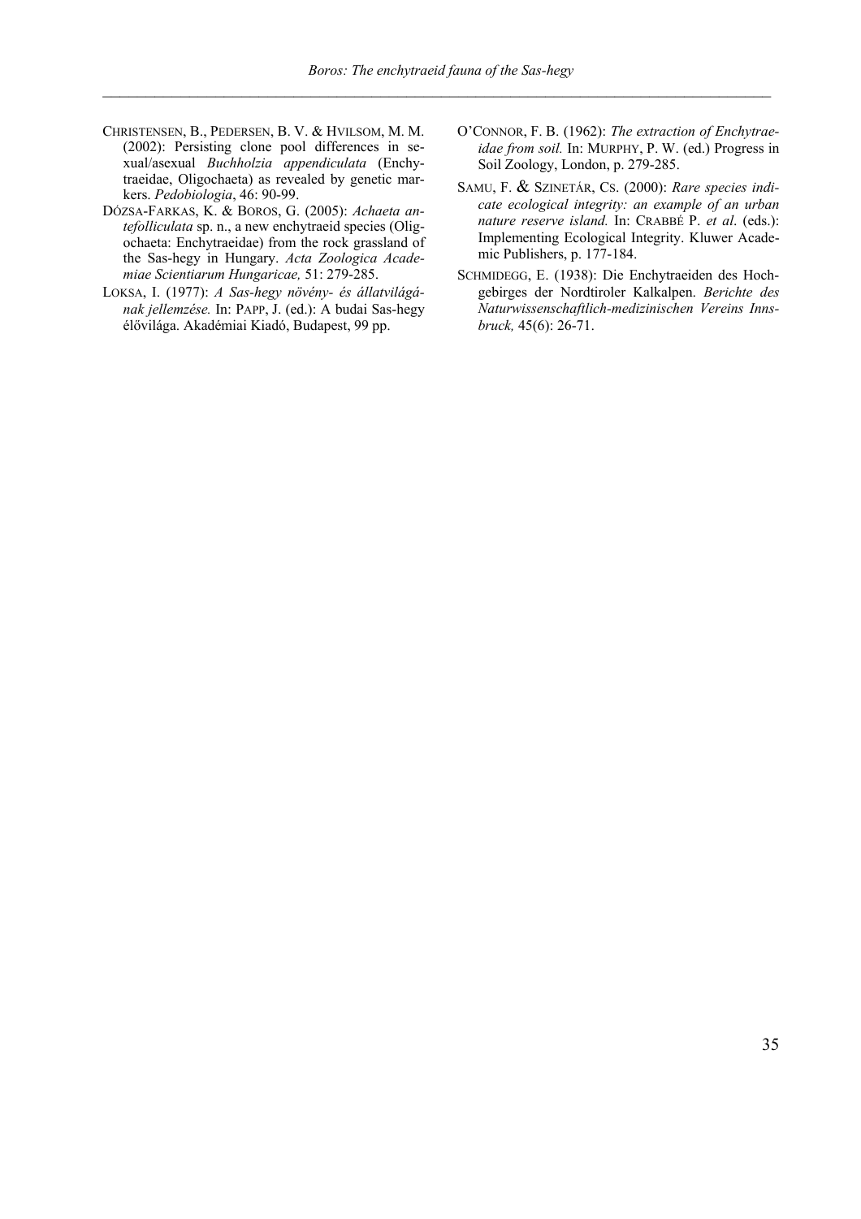CHRISTENSEN, B., PEDERSEN, B. V. & HVILSOM, M. M. (2002): Persisting clone pool differences in sexual/asexual *Buchholzia appendiculata* (Enchytraeidae, Oligochaeta) as revealed by genetic markers. *Pedobiologia*, 46: 90-99.

DÓZSA-FARKAS, K. & BOROS, G. (2005): *Achaeta antefolliculata* sp. n., a new enchytraeid species (Oligochaeta: Enchytraeidae) from the rock grassland of the Sas-hegy in Hungary. *Acta Zoologica Academiae Scientiarum Hungaricae,* 51: 279-285.

LOKSA, I. (1977): *A Sas-hegy növény- és állatvilágának jellemzése.* In: PAPP, J. (ed.): A budai Sas-hegy élővilága. Akadémiai Kiadó, Budapest, 99 pp.

O'CONNOR, F. B. (1962): *The extraction of Enchytraeidae from soil.* In: MURPHY, P. W. (ed.) Progress in Soil Zoology, London, p. 279-285.

SAMU, F. & SZINETÁR, CS. (2000): *Rare species indicate ecological integrity: an example of an urban nature reserve island.* In: CRABBÉ P. *et al*. (eds.): Implementing Ecological Integrity. Kluwer Academic Publishers, p. 177-184.

SCHMIDEGG, E. (1938): Die Enchytraeiden des Hochgebirges der Nordtiroler Kalkalpen. *Berichte des Naturwissenschaftlich-medizinischen Vereins Innsbruck,* 45(6): 26-71.